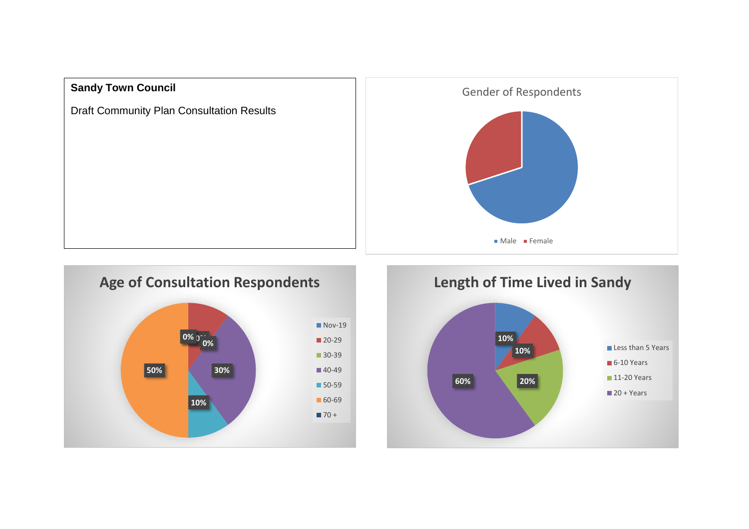**Sandy Town Council**

Draft Community Plan Consultation Results

Gender of Respondents

- Male
- Female

## Age of Consultation Respondents

| Age | Percentage |
|---|---|
| Nov-19 | 0% |
| 20-29 | 0% |
| 30-39 | 0% |
| 40-49 | 30% |
| 50-59 | 10% |
| 60-69 | 50% |
| 70 + | |

## Length of Time Lived in Sandy

| Length of time | Percentage |
|---|---|
| Less than 5 Years | 10% |
| 6-10 Years | 10% |
| 11-20 Years | 20% |
| 20 + Years | 60% |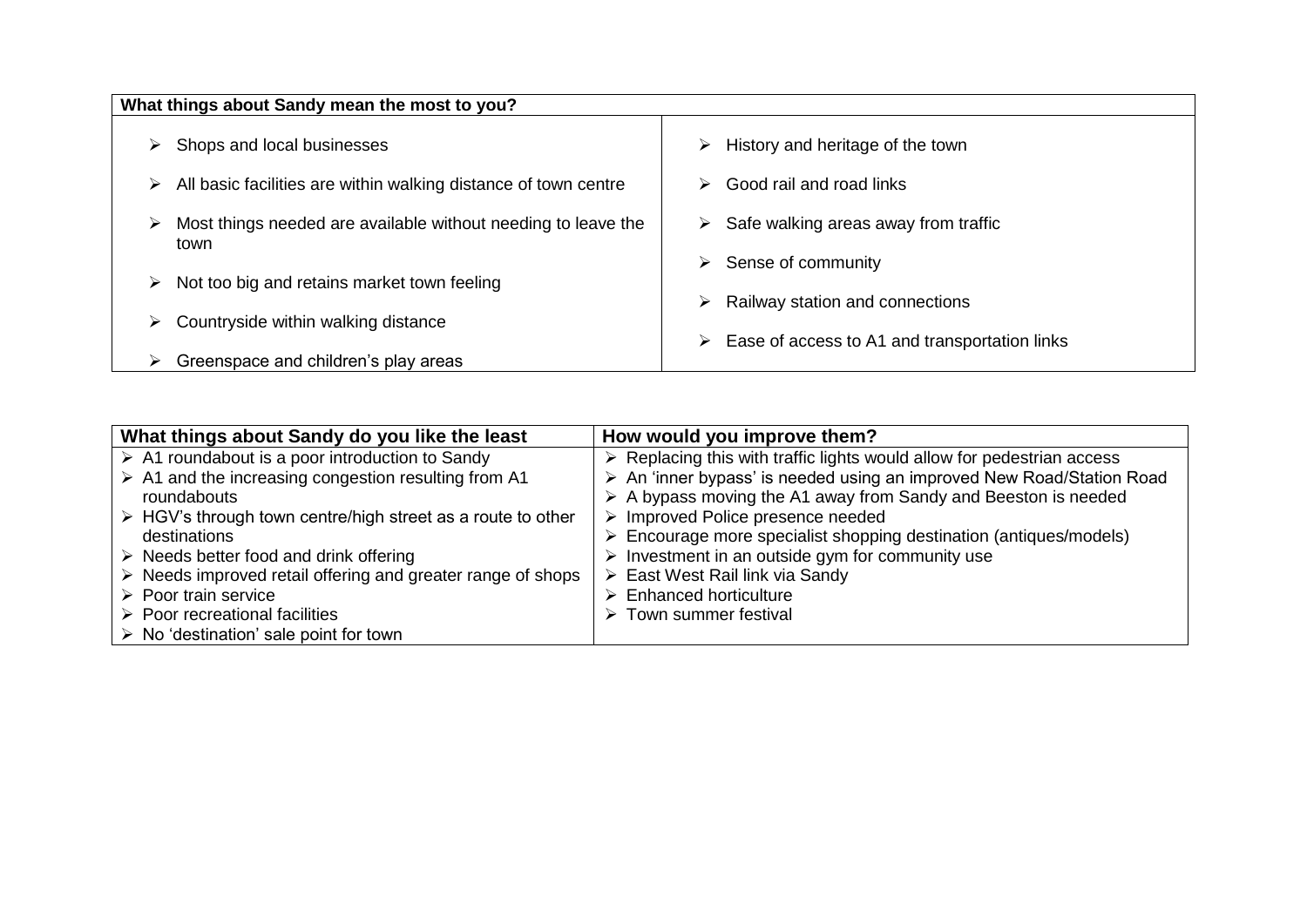| What things about Sandy mean the most to you? | |
|---|---|
| <ul><li>Shops and local businesses</li><li>All basic facilities are within walking distance of town centre</li><li>Most things needed are available without needing to leave the town</li><li>Not too big and retains market town feeling</li><li>Countryside within walking distance</li><li>Greenspace and children's play areas</li></ul> | <ul><li>History and heritage of the town</li><li>Good rail and road links</li><li>Safe walking areas away from traffic</li><li>Sense of community</li><li>Railway station and connections</li><li>Ease of access to A1 and transportation links</li></ul> |

| What things about Sandy do you like the least | How would you improve them? |
|---|---|
| <ul><li>A1 roundabout is a poor introduction to Sandy</li><li>A1 and the increasing congestion resulting from A1 roundabouts</li><li>HGV's through town centre/high street as a route to other destinations</li><li>Needs better food and drink offering</li><li>Needs improved retail offering and greater range of shops</li><li>Poor train service</li><li>Poor recreational facilities</li><li>No 'destination' sale point for town</li></ul> | <ul><li>Replacing this with traffic lights would allow for pedestrian access</li><li>An 'inner bypass' is needed using an improved New Road/Station Road</li><li>A bypass moving the A1 away from Sandy and Beeston is needed</li><li>Improved Police presence needed</li><li>Encourage more specialist shopping destination (antiques/models)</li><li>Investment in an outside gym for community use</li><li>East West Rail link via Sandy</li><li>Enhanced horticulture</li><li>Town summer festival</li></ul> |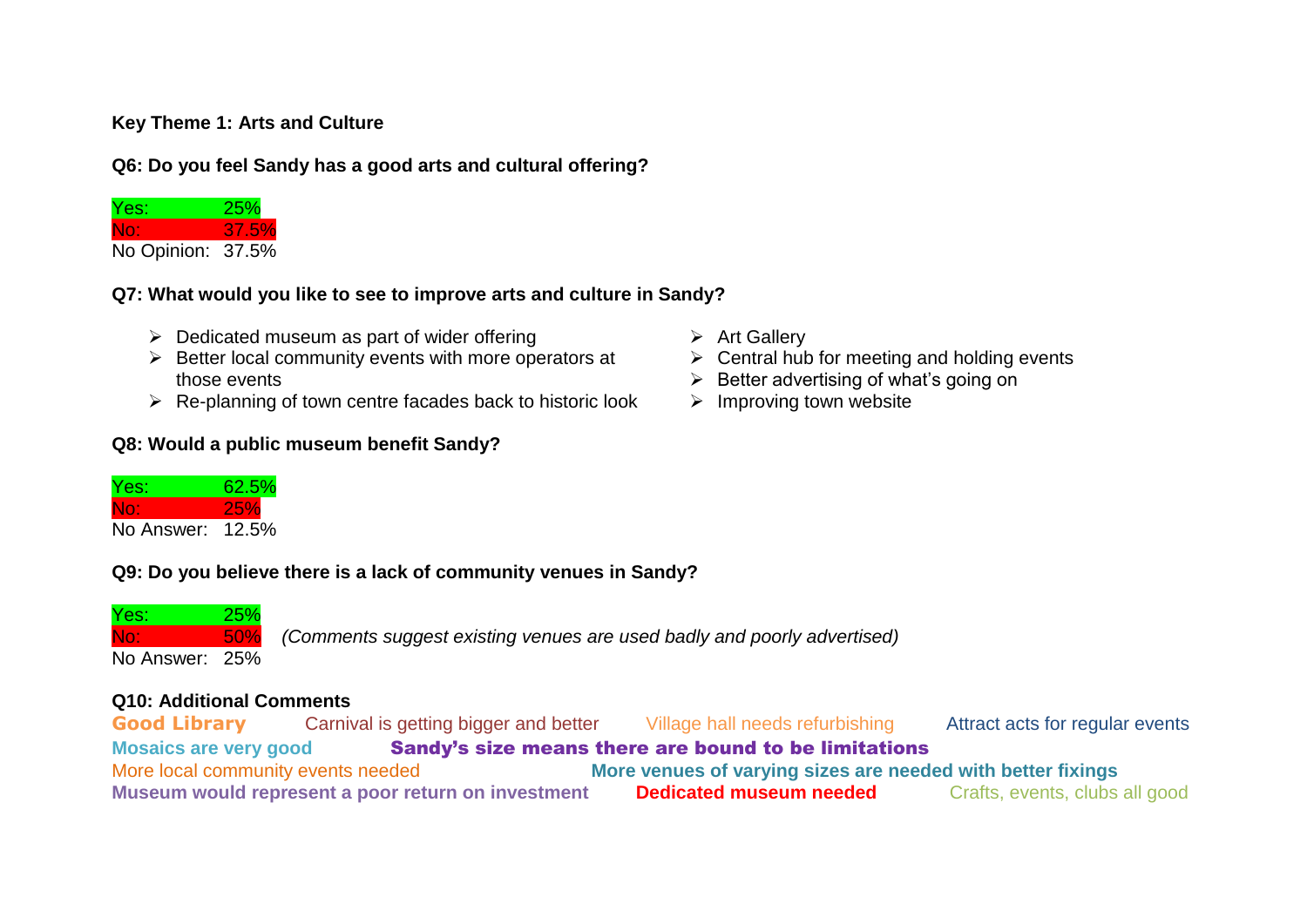**Key Theme 1: Arts and Culture**

**Q6: Do you feel Sandy has a good arts and cultural offering?**

Yes: 25%
No: 37.5%
No Opinion: 37.5%

**Q7: What would you like to see to improve arts and culture in Sandy?**

- Dedicated museum as part of wider offering
- Better local community events with more operators at those events
- Re-planning of town centre facades back to historic look
- Art Gallery
- Central hub for meeting and holding events
- Better advertising of what's going on
- Improving town website

**Q8: Would a public museum benefit Sandy?**

Yes: 62.5%
No: 25%
No Answer: 12.5%

**Q9: Do you believe there is a lack of community venues in Sandy?**

Yes: 25%
No: 50% *(Comments suggest existing venues are used badly and poorly advertised)*
No Answer: 25%

**Q10: Additional Comments**

**Good Library** Carnival is getting bigger and better Village hall needs refurbishing Attract acts for regular events
**Mosaics are very good** **Sandy's size means there are bound to be limitations**
More local community events needed **More venues of varying sizes are needed with better fixings**
**Museum would represent a poor return on investment** **Dedicated museum needed** Crafts, events, clubs all good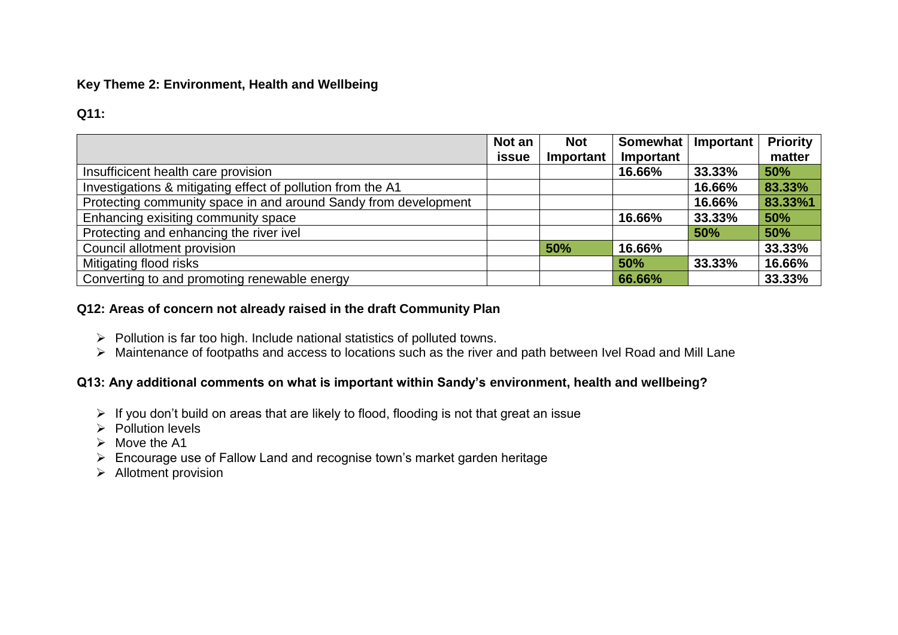**Key Theme 2: Environment, Health and Wellbeing**

**Q11:**

| | Not an issue | Not Important | Somewhat Important | Important | Priority matter |
|---|---|---|---|---|---|
| Insufficicent health care provision | | | 16.66% | 33.33% | 50% |
| Investigations & mitigating effect of pollution from the A1 | | | | 16.66% | 83.33% |
| Protecting community space in and around Sandy from development | | | | 16.66% | 83.33%1 |
| Enhancing exisiting community space | | | 16.66% | 33.33% | 50% |
| Protecting and enhancing the river ivel | | | | 50% | 50% |
| Council allotment provision | | 50% | 16.66% | | 33.33% |
| Mitigating flood risks | | | 50% | 33.33% | 16.66% |
| Converting to and promoting renewable energy | | | 66.66% | | 33.33% |

**Q12: Areas of concern not already raised in the draft Community Plan**

- Pollution is far too high. Include national statistics of polluted towns.
- Maintenance of footpaths and access to locations such as the river and path between Ivel Road and Mill Lane

**Q13: Any additional comments on what is important within Sandy's environment, health and wellbeing?**

- If you don't build on areas that are likely to flood, flooding is not that great an issue
- Pollution levels
- Move the A1
- Encourage use of Fallow Land and recognise town's market garden heritage
- Allotment provision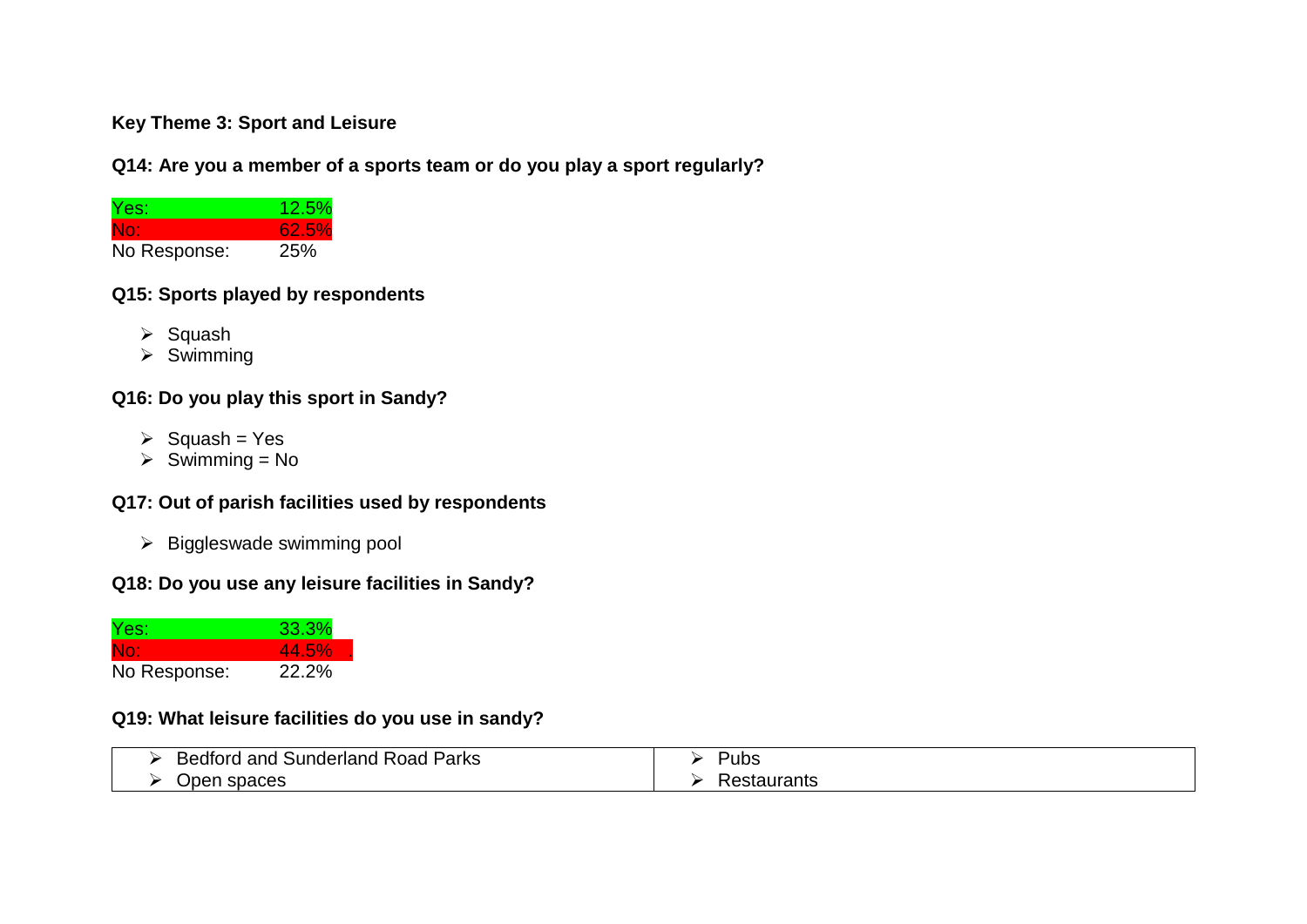**Key Theme 3: Sport and Leisure**

**Q14: Are you a member of a sports team or do you play a sport regularly?**

| | |
|---|---|
| Yes: | 12.5% |
| No: | 62.5% |
| No Response: | 25% |

**Q15: Sports played by respondents**

- Squash
- Swimming

**Q16: Do you play this sport in Sandy?**

- Squash = Yes
- Swimming = No

**Q17: Out of parish facilities used by respondents**

- Biggleswade swimming pool

**Q18: Do you use any leisure facilities in Sandy?**

| | |
|---|---|
| Yes: | 33.3% |
| No: | 44.5% |
| No Response: | 22.2% |

**Q19: What leisure facilities do you use in sandy?**

| | |
|---|---|
| Bedford and Sunderland Road Parks | Pubs |
| Open spaces | Restaurants |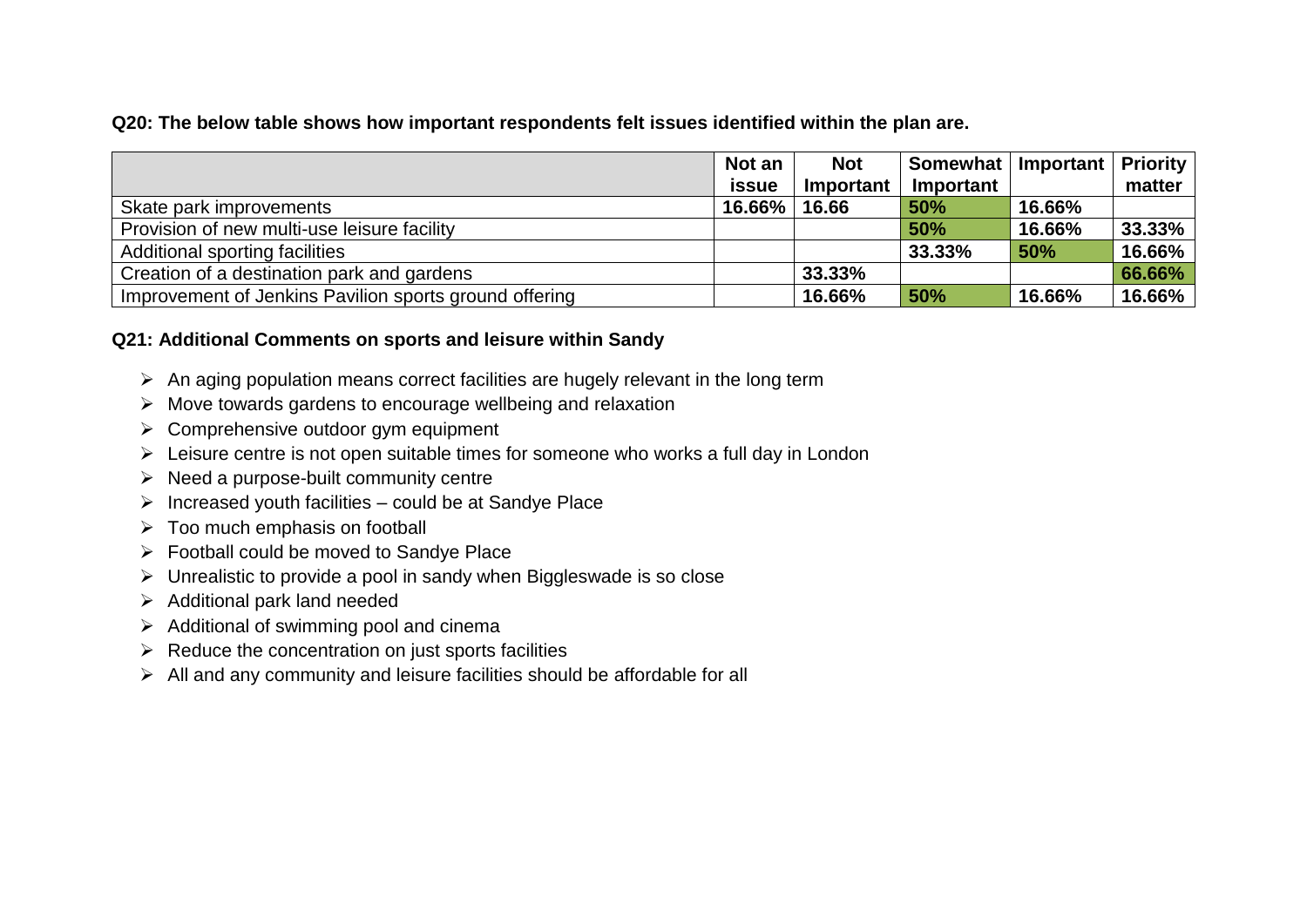**Q20: The below table shows how important respondents felt issues identified within the plan are.**

| | Not an issue | Not Important | Somewhat Important | Important | Priority matter |
|---|---|---|---|---|---|
| Skate park improvements | 16.66% | 16.66 | 50% | 16.66% | |
| Provision of new multi-use leisure facility | | | 50% | 16.66% | 33.33% |
| Additional sporting facilities | | | 33.33% | 50% | 16.66% |
| Creation of a destination park and gardens | | 33.33% | | | 66.66% |
| Improvement of Jenkins Pavilion sports ground offering | | 16.66% | 50% | 16.66% | 16.66% |

**Q21: Additional Comments on sports and leisure within Sandy**

- An aging population means correct facilities are hugely relevant in the long term
- Move towards gardens to encourage wellbeing and relaxation
- Comprehensive outdoor gym equipment
- Leisure centre is not open suitable times for someone who works a full day in London
- Need a purpose-built community centre
- Increased youth facilities – could be at Sandye Place
- Too much emphasis on football
- Football could be moved to Sandye Place
- Unrealistic to provide a pool in sandy when Biggleswade is so close
- Additional park land needed
- Additional of swimming pool and cinema
- Reduce the concentration on just sports facilities
- All and any community and leisure facilities should be affordable for all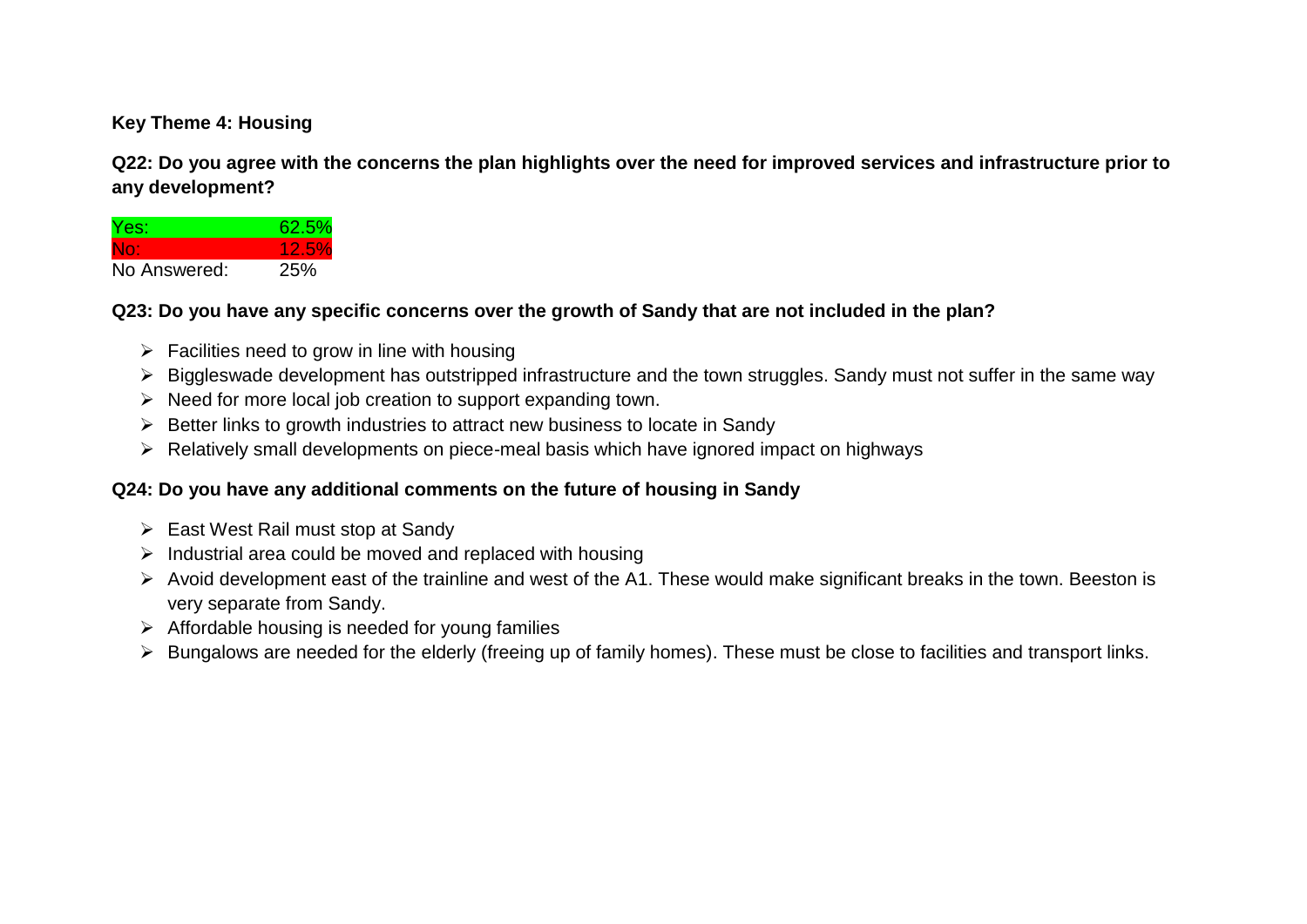**Key Theme 4: Housing**

**Q22: Do you agree with the concerns the plan highlights over the need for improved services and infrastructure prior to any development?**

| | |
|---|---|
| Yes: | 62.5% |
| No: | 12.5% |
| No Answered: | 25% |

**Q23: Do you have any specific concerns over the growth of Sandy that are not included in the plan?**

- Facilities need to grow in line with housing
- Biggleswade development has outstripped infrastructure and the town struggles. Sandy must not suffer in the same way
- Need for more local job creation to support expanding town.
- Better links to growth industries to attract new business to locate in Sandy
- Relatively small developments on piece-meal basis which have ignored impact on highways

**Q24: Do you have any additional comments on the future of housing in Sandy**

- East West Rail must stop at Sandy
- Industrial area could be moved and replaced with housing
- Avoid development east of the trainline and west of the A1. These would make significant breaks in the town. Beeston is very separate from Sandy.
- Affordable housing is needed for young families
- Bungalows are needed for the elderly (freeing up of family homes). These must be close to facilities and transport links.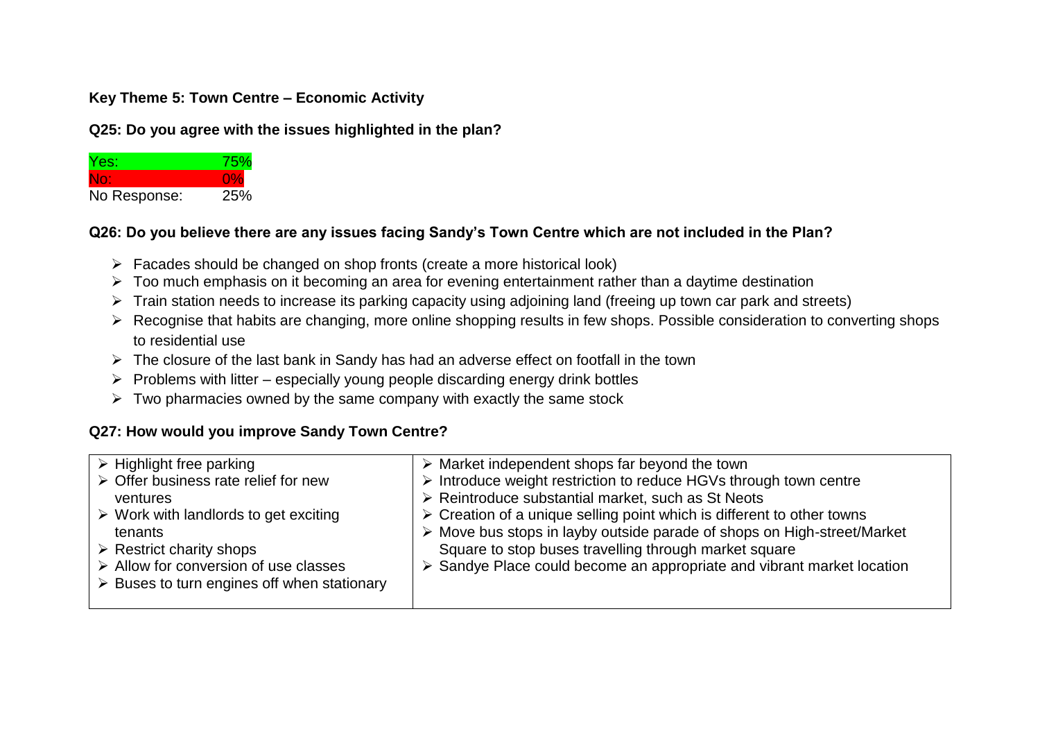**Key Theme 5: Town Centre – Economic Activity**

**Q25: Do you agree with the issues highlighted in the plan?**

| | |
|---|---|
| Yes: | 75% |
| No: | 0% |
| No Response: | 25% |

**Q26: Do you believe there are any issues facing Sandy's Town Centre which are not included in the Plan?**

- Facades should be changed on shop fronts (create a more historical look)
- Too much emphasis on it becoming an area for evening entertainment rather than a daytime destination
- Train station needs to increase its parking capacity using adjoining land (freeing up town car park and streets)
- Recognise that habits are changing, more online shopping results in few shops. Possible consideration to converting shops to residential use
- The closure of the last bank in Sandy has had an adverse effect on footfall in the town
- Problems with litter – especially young people discarding energy drink bottles
- Two pharmacies owned by the same company with exactly the same stock

**Q27: How would you improve Sandy Town Centre?**

| | |
|---|---|
| • Highlight free parking<br>• Offer business rate relief for new ventures<br>• Work with landlords to get exciting tenants<br>• Restrict charity shops<br>• Allow for conversion of use classes<br>• Buses to turn engines off when stationary | • Market independent shops far beyond the town<br>• Introduce weight restriction to reduce HGVs through town centre<br>• Reintroduce substantial market, such as St Neots<br>• Creation of a unique selling point which is different to other towns<br>• Move bus stops in layby outside parade of shops on High-street/Market Square to stop buses travelling through market square<br>• Sandye Place could become an appropriate and vibrant market location |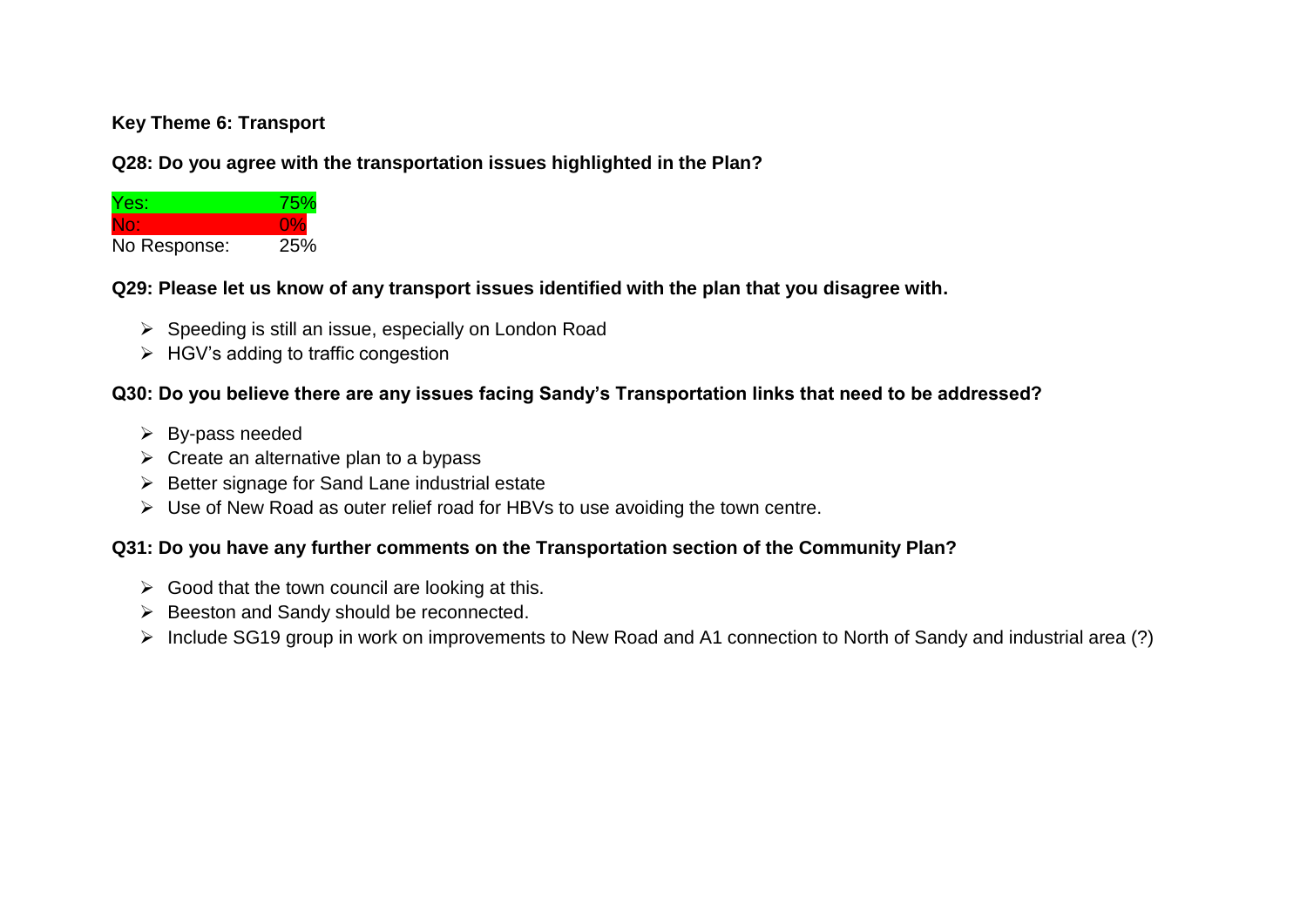**Key Theme 6: Transport**

**Q28: Do you agree with the transportation issues highlighted in the Plan?**

| | |
|---|---|
| Yes: | 75% |
| No: | 0% |
| No Response: | 25% |

**Q29: Please let us know of any transport issues identified with the plan that you disagree with.**

- Speeding is still an issue, especially on London Road
- HGV's adding to traffic congestion

**Q30: Do you believe there are any issues facing Sandy's Transportation links that need to be addressed?**

- By-pass needed
- Create an alternative plan to a bypass
- Better signage for Sand Lane industrial estate
- Use of New Road as outer relief road for HBVs to use avoiding the town centre.

**Q31: Do you have any further comments on the Transportation section of the Community Plan?**

- Good that the town council are looking at this.
- Beeston and Sandy should be reconnected.
- Include SG19 group in work on improvements to New Road and A1 connection to North of Sandy and industrial area (?)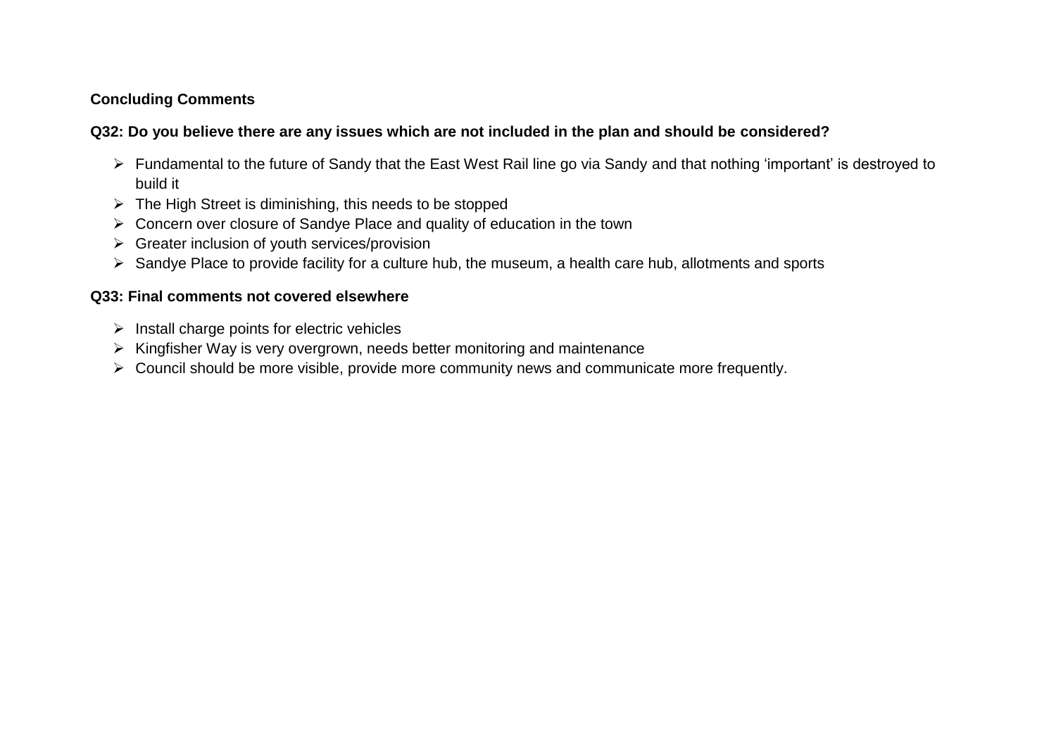**Concluding Comments**

**Q32: Do you believe there are any issues which are not included in the plan and should be considered?**

- Fundamental to the future of Sandy that the East West Rail line go via Sandy and that nothing 'important' is destroyed to build it
- The High Street is diminishing, this needs to be stopped
- Concern over closure of Sandye Place and quality of education in the town
- Greater inclusion of youth services/provision
- Sandye Place to provide facility for a culture hub, the museum, a health care hub, allotments and sports

**Q33: Final comments not covered elsewhere**

- Install charge points for electric vehicles
- Kingfisher Way is very overgrown, needs better monitoring and maintenance
- Council should be more visible, provide more community news and communicate more frequently.